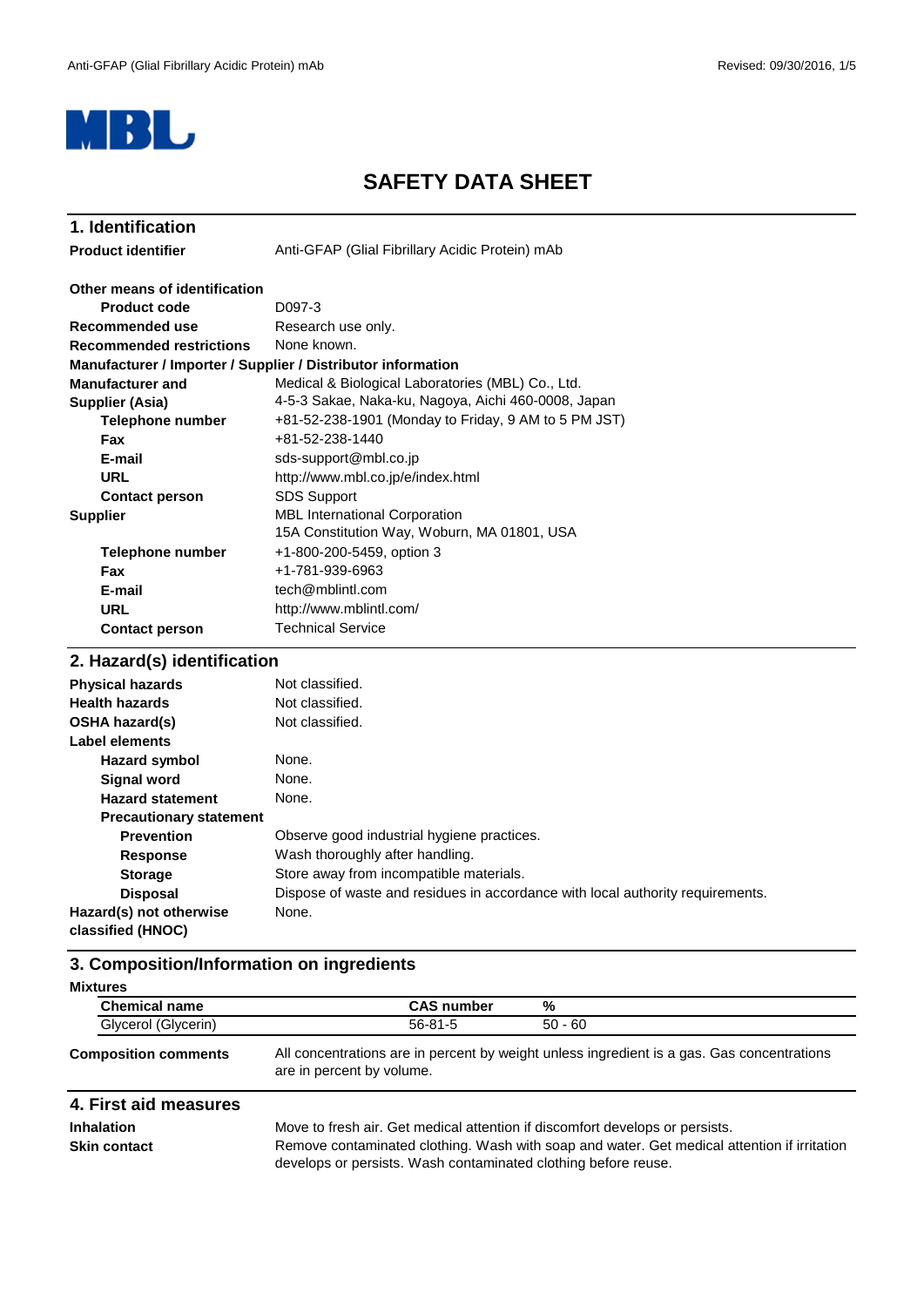# SAFETY DATA SHEET

## 1. Identification

| | |
|---|---|
| **Product identifier** | Anti-GFAP (Glial Fibrillary Acidic Protein) mAb |

**Other means of identification**

| | |
|---|---|
| **Product code** | D097-3 |
| **Recommended use** | Research use only. |
| **Recommended restrictions** | None known. |

**Manufacturer / Importer / Supplier / Distributor information**

| | |
|---|---|
| **Manufacturer and Supplier (Asia)** | Medical & Biological Laboratories (MBL) Co., Ltd.<br>4-5-3 Sakae, Naka-ku, Nagoya, Aichi 460-0008, Japan |
| **Telephone number** | +81-52-238-1901 (Monday to Friday, 9 AM to 5 PM JST) |
| **Fax** | +81-52-238-1440 |
| **E-mail** | sds-support@mbl.co.jp |
| **URL** | http://www.mbl.co.jp/e/index.html |
| **Contact person** | SDS Support |
| **Supplier** | MBL International Corporation<br>15A Constitution Way, Woburn, MA 01801, USA |
| **Telephone number** | +1-800-200-5459, option 3 |
| **Fax** | +1-781-939-6963 |
| **E-mail** | tech@mblintl.com |
| **URL** | http://www.mblintl.com/ |
| **Contact person** | Technical Service |

## 2. Hazard(s) identification

| | |
|---|---|
| **Physical hazards** | Not classified. |
| **Health hazards** | Not classified. |
| **OSHA hazard(s)** | Not classified. |

**Label elements**

| | |
|---|---|
| **Hazard symbol** | None. |
| **Signal word** | None. |
| **Hazard statement** | None. |

**Precautionary statement**

| | |
|---|---|
| **Prevention** | Observe good industrial hygiene practices. |
| **Response** | Wash thoroughly after handling. |
| **Storage** | Store away from incompatible materials. |
| **Disposal** | Dispose of waste and residues in accordance with local authority requirements. |
| **Hazard(s) not otherwise classified (HNOC)** | None. |

## 3. Composition/Information on ingredients

**Mixtures**

| Chemical name | CAS number | % |
|---|---|---|
| Glycerol (Glycerin) | 56-81-5 | 50 - 60 |

| | |
|---|---|
| **Composition comments** | All concentrations are in percent by weight unless ingredient is a gas. Gas concentrations are in percent by volume. |

## 4. First aid measures

| | |
|---|---|
| **Inhalation** | Move to fresh air. Get medical attention if discomfort develops or persists. |
| **Skin contact** | Remove contaminated clothing. Wash with soap and water. Get medical attention if irritation develops or persists. Wash contaminated clothing before reuse. |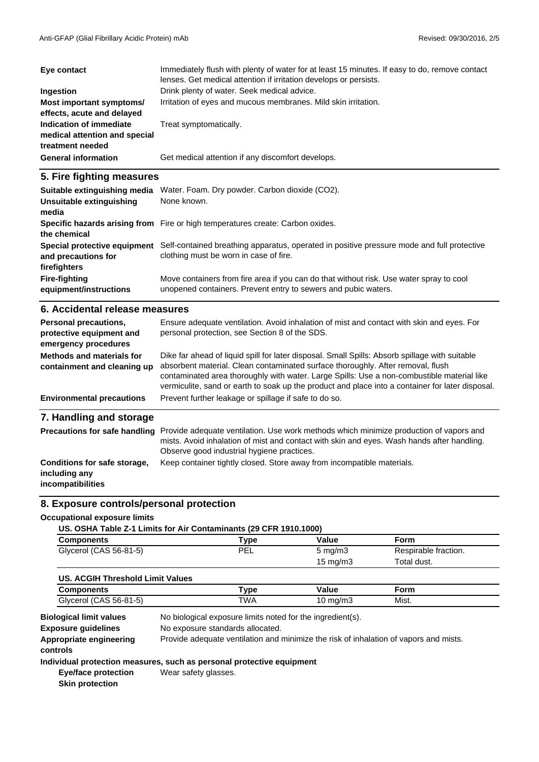| | |
|---|---|
| **Eye contact** | Immediately flush with plenty of water for at least 15 minutes. If easy to do, remove contact lenses. Get medical attention if irritation develops or persists. |
| **Ingestion** | Drink plenty of water. Seek medical advice. |
| **Most important symptoms/ effects, acute and delayed** | Irritation of eyes and mucous membranes. Mild skin irritation. |
| **Indication of immediate medical attention and special treatment needed** | Treat symptomatically. |
| **General information** | Get medical attention if any discomfort develops. |

## 5. Fire fighting measures

| | |
|---|---|
| **Suitable extinguishing media** | Water. Foam. Dry powder. Carbon dioxide ($CO_2$). |
| **Unsuitable extinguishing media** | None known. |
| **Specific hazards arising from the chemical** | Fire or high temperatures create: Carbon oxides. |
| **Special protective equipment and precautions for firefighters** | Self-contained breathing apparatus, operated in positive pressure mode and full protective clothing must be worn in case of fire. |
| **Fire-fighting equipment/instructions** | Move containers from fire area if you can do that without risk. Use water spray to cool unopened containers. Prevent entry to sewers and pubic waters. |

## 6. Accidental release measures

| | |
|---|---|
| **Personal precautions, protective equipment and emergency procedures** | Ensure adequate ventilation. Avoid inhalation of mist and contact with skin and eyes. For personal protection, see Section 8 of the SDS. |
| **Methods and materials for containment and cleaning up** | Dike far ahead of liquid spill for later disposal. Small Spills: Absorb spillage with suitable absorbent material. Clean contaminated surface thoroughly. After removal, flush contaminated area thoroughly with water. Large Spills: Use a non-combustible material like vermiculite, sand or earth to soak up the product and place into a container for later disposal. |
| **Environmental precautions** | Prevent further leakage or spillage if safe to do so. |

## 7. Handling and storage

| | |
|---|---|
| **Precautions for safe handling** | Provide adequate ventilation. Use work methods which minimize production of vapors and mists. Avoid inhalation of mist and contact with skin and eyes. Wash hands after handling. Observe good industrial hygiene practices. |
| **Conditions for safe storage, including any incompatibilities** | Keep container tightly closed. Store away from incompatible materials. |

## 8. Exposure controls/personal protection

**Occupational exposure limits**

**US. OSHA Table Z-1 Limits for Air Contaminants (29 CFR 1910.1000)**

| Components | Type | Value | Form |
|---|---|---|---|
| Glycerol (CAS 56-81-5) | PEL | 5 mg/m3 | Respirable fraction. |
| | | 15 mg/m3 | Total dust. |

**US. ACGIH Threshold Limit Values**

| Components | Type | Value | Form |
|---|---|---|---|
| Glycerol (CAS 56-81-5) | TWA | 10 mg/m3 | Mist. |

| | |
|---|---|
| **Biological limit values** | No biological exposure limits noted for the ingredient(s). |
| **Exposure guidelines** | No exposure standards allocated. |
| **Appropriate engineering controls** | Provide adequate ventilation and minimize the risk of inhalation of vapors and mists. |

**Individual protection measures, such as personal protective equipment**

| | |
|---|---|
| **Eye/face protection** | Wear safety glasses. |
| **Skin protection** | |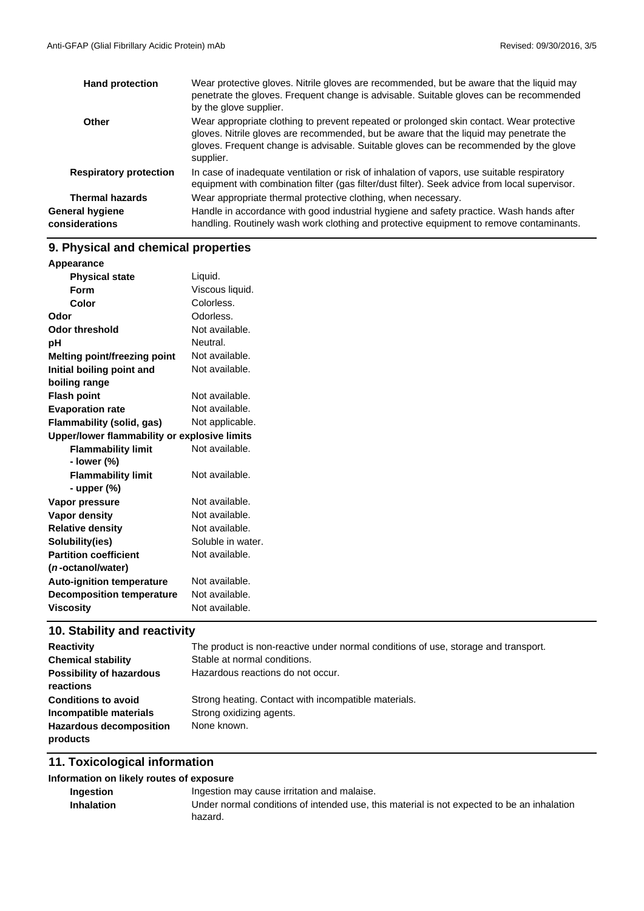| | |
|---|---|
| **Hand protection** | Wear protective gloves. Nitrile gloves are recommended, but be aware that the liquid may penetrate the gloves. Frequent change is advisable. Suitable gloves can be recommended by the glove supplier. |
| **Other** | Wear appropriate clothing to prevent repeated or prolonged skin contact. Wear protective gloves. Nitrile gloves are recommended, but be aware that the liquid may penetrate the gloves. Frequent change is advisable. Suitable gloves can be recommended by the glove supplier. |
| **Respiratory protection** | In case of inadequate ventilation or risk of inhalation of vapors, use suitable respiratory equipment with combination filter (gas filter/dust filter). Seek advice from local supervisor. |
| **Thermal hazards** | Wear appropriate thermal protective clothing, when necessary. |
| **General hygiene considerations** | Handle in accordance with good industrial hygiene and safety practice. Wash hands after handling. Routinely wash work clothing and protective equipment to remove contaminants. |

## 9. Physical and chemical properties

| | |
|---|---|
| **Appearance** | |
| **Physical state** | Liquid. |
| **Form** | Viscous liquid. |
| **Color** | Colorless. |
| **Odor** | Odorless. |
| **Odor threshold** | Not available. |
| **pH** | Neutral. |
| **Melting point/freezing point** | Not available. |
| **Initial boiling point and boiling range** | Not available. |
| **Flash point** | Not available. |
| **Evaporation rate** | Not available. |
| **Flammability (solid, gas)** | Not applicable. |
| **Upper/lower flammability or explosive limits** | |
| **Flammability limit - lower (%)** | Not available. |
| **Flammability limit - upper (%)** | Not available. |
| **Vapor pressure** | Not available. |
| **Vapor density** | Not available. |
| **Relative density** | Not available. |
| **Solubility(ies)** | Soluble in water. |
| **Partition coefficient (*n*-octanol/water)** | Not available. |
| **Auto-ignition temperature** | Not available. |
| **Decomposition temperature** | Not available. |
| **Viscosity** | Not available. |

## 10. Stability and reactivity

| | |
|---|---|
| **Reactivity** | The product is non-reactive under normal conditions of use, storage and transport. |
| **Chemical stability** | Stable at normal conditions. |
| **Possibility of hazardous reactions** | Hazardous reactions do not occur. |
| **Conditions to avoid** | Strong heating. Contact with incompatible materials. |
| **Incompatible materials** | Strong oxidizing agents. |
| **Hazardous decomposition products** | None known. |

## 11. Toxicological information

**Information on likely routes of exposure**

| | |
|---|---|
| **Ingestion** | Ingestion may cause irritation and malaise. |
| **Inhalation** | Under normal conditions of intended use, this material is not expected to be an inhalation hazard. |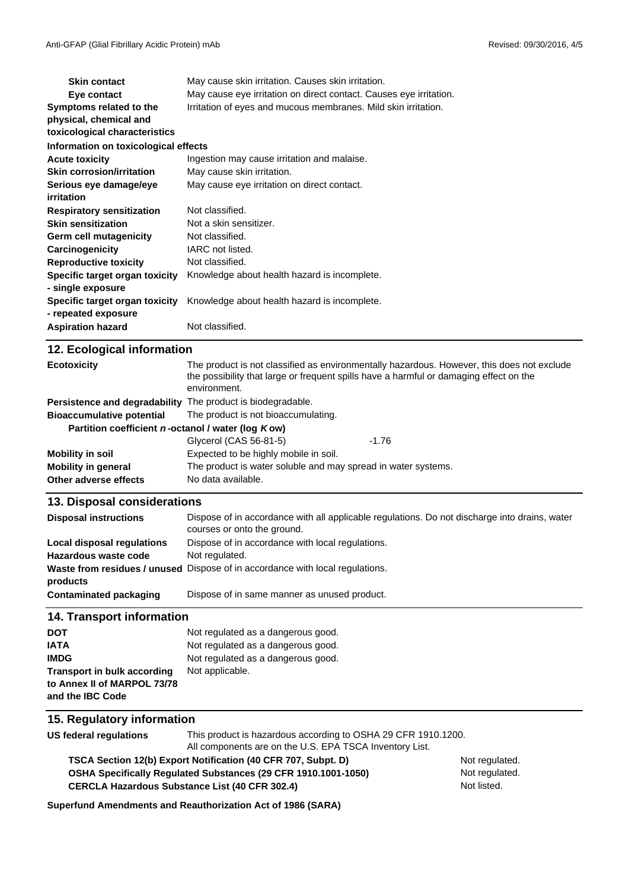| | |
|---|---|
| **Skin contact** | May cause skin irritation. Causes skin irritation. |
| **Eye contact** | May cause eye irritation on direct contact. Causes eye irritation. |
| **Symptoms related to the physical, chemical and toxicological characteristics** | Irritation of eyes and mucous membranes. Mild skin irritation. |

**Information on toxicological effects**

| | |
|---|---|
| **Acute toxicity** | Ingestion may cause irritation and malaise. |
| **Skin corrosion/irritation** | May cause skin irritation. |
| **Serious eye damage/eye irritation** | May cause eye irritation on direct contact. |
| **Respiratory sensitization** | Not classified. |
| **Skin sensitization** | Not a skin sensitizer. |
| **Germ cell mutagenicity** | Not classified. |
| **Carcinogenicity** | IARC not listed. |
| **Reproductive toxicity** | Not classified. |
| **Specific target organ toxicity - single exposure** | Knowledge about health hazard is incomplete. |
| **Specific target organ toxicity - repeated exposure** | Knowledge about health hazard is incomplete. |
| **Aspiration hazard** | Not classified. |

## 12. Ecological information

| | |
|---|---|
| **Ecotoxicity** | The product is not classified as environmentally hazardous. However, this does not exclude the possibility that large or frequent spills have a harmful or damaging effect on the environment. |
| **Persistence and degradability** | The product is biodegradable. |
| **Bioaccumulative potential** | The product is not bioaccumulating. |

**Partition coefficient *n*-octanol / water (log *K* ow)**

| | |
|---|---|
| Glycerol (CAS 56-81-5) | -1.76 |

| | |
|---|---|
| **Mobility in soil** | Expected to be highly mobile in soil. |
| **Mobility in general** | The product is water soluble and may spread in water systems. |
| **Other adverse effects** | No data available. |

## 13. Disposal considerations

| | |
|---|---|
| **Disposal instructions** | Dispose of in accordance with all applicable regulations. Do not discharge into drains, water courses or onto the ground. |
| **Local disposal regulations** | Dispose of in accordance with local regulations. |
| **Hazardous waste code** | Not regulated. |
| **Waste from residues / unused products** | Dispose of in accordance with local regulations. |
| **Contaminated packaging** | Dispose of in same manner as unused product. |

## 14. Transport information

| | |
|---|---|
| **DOT** | Not regulated as a dangerous good. |
| **IATA** | Not regulated as a dangerous good. |
| **IMDG** | Not regulated as a dangerous good. |
| **Transport in bulk according to Annex II of MARPOL 73/78 and the IBC Code** | Not applicable. |

## 15. Regulatory information

| | |
|---|---|
| **US federal regulations** | This product is hazardous according to OSHA 29 CFR 1910.1200. All components are on the U.S. EPA TSCA Inventory List. |

| | |
|---|---|
| **TSCA Section 12(b) Export Notification (40 CFR 707, Subpt. D)** | Not regulated. |
| **OSHA Specifically Regulated Substances (29 CFR 1910.1001-1050)** | Not regulated. |
| **CERCLA Hazardous Substance List (40 CFR 302.4)** | Not listed. |

**Superfund Amendments and Reauthorization Act of 1986 (SARA)**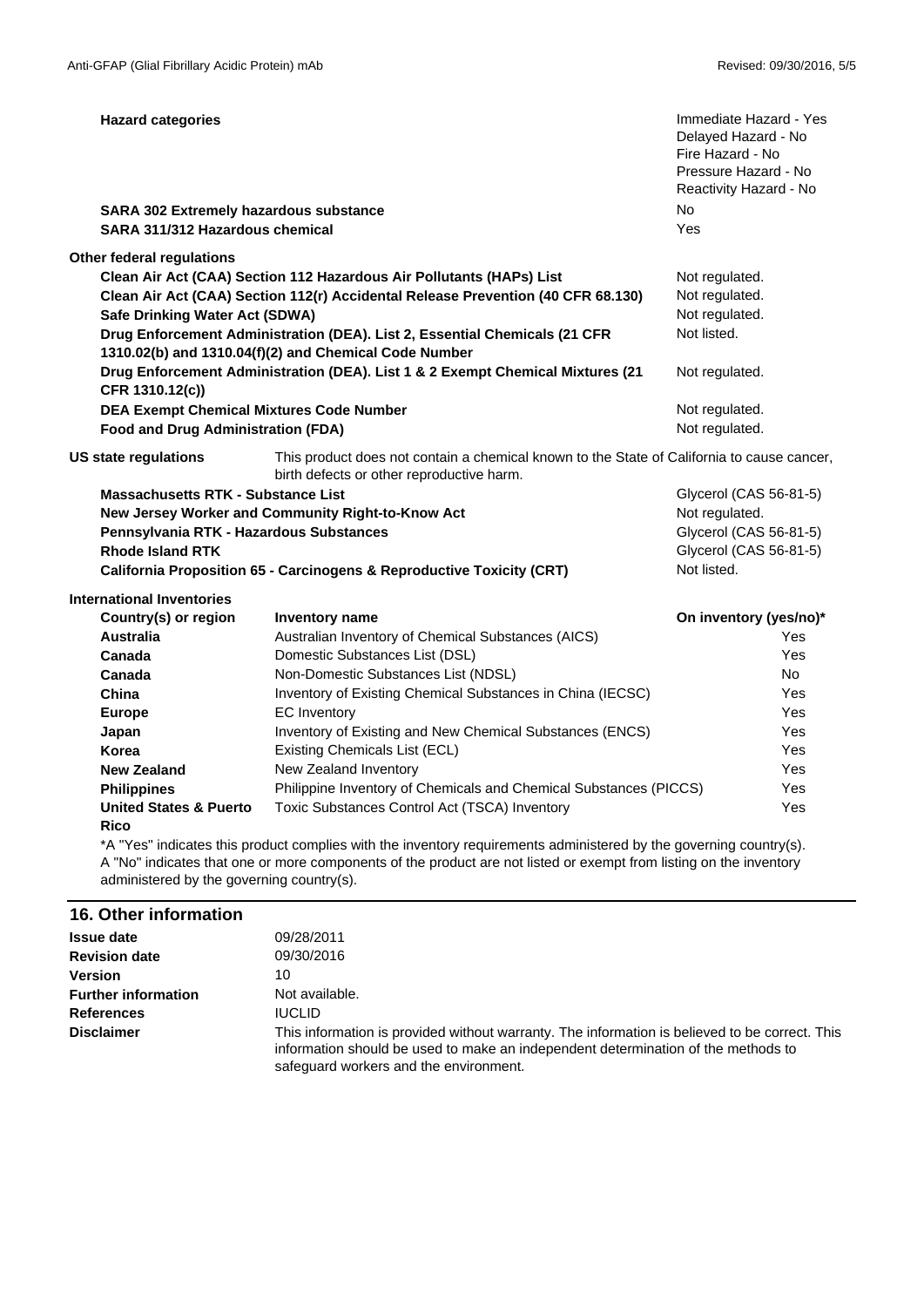**Hazard categories**

Immediate Hazard - Yes
Delayed Hazard - No
Fire Hazard - No
Pressure Hazard - No
Reactivity Hazard - No

| | |
|---|---|
| **SARA 302 Extremely hazardous substance** | No |
| **SARA 311/312 Hazardous chemical** | Yes |

**Other federal regulations**

| | |
|---|---|
| **Clean Air Act (CAA) Section 112 Hazardous Air Pollutants (HAPs) List** | Not regulated. |
| **Clean Air Act (CAA) Section 112(r) Accidental Release Prevention (40 CFR 68.130)** | Not regulated. |
| **Safe Drinking Water Act (SDWA)** | Not regulated. |
| **Drug Enforcement Administration (DEA). List 2, Essential Chemicals (21 CFR 1310.02(b) and 1310.04(f)(2) and Chemical Code Number** | Not listed. |
| **Drug Enforcement Administration (DEA). List 1 & 2 Exempt Chemical Mixtures (21 CFR 1310.12(c))** | Not regulated. |
| **DEA Exempt Chemical Mixtures Code Number** | Not regulated. |
| **Food and Drug Administration (FDA)** | Not regulated. |

**US state regulations** This product does not contain a chemical known to the State of California to cause cancer, birth defects or other reproductive harm.

| | |
|---|---|
| **Massachusetts RTK - Substance List** | Glycerol (CAS 56-81-5) |
| **New Jersey Worker and Community Right-to-Know Act** | Not regulated. |
| **Pennsylvania RTK - Hazardous Substances** | Glycerol (CAS 56-81-5) |
| **Rhode Island RTK** | Glycerol (CAS 56-81-5) |
| **California Proposition 65 - Carcinogens & Reproductive Toxicity (CRT)** | Not listed. |

**International Inventories**

| Country(s) or region | Inventory name | On inventory (yes/no)* |
|---|---|---|
| **Australia** | Australian Inventory of Chemical Substances (AICS) | Yes |
| **Canada** | Domestic Substances List (DSL) | Yes |
| **Canada** | Non-Domestic Substances List (NDSL) | No |
| **China** | Inventory of Existing Chemical Substances in China (IECSC) | Yes |
| **Europe** | EC Inventory | Yes |
| **Japan** | Inventory of Existing and New Chemical Substances (ENCS) | Yes |
| **Korea** | Existing Chemicals List (ECL) | Yes |
| **New Zealand** | New Zealand Inventory | Yes |
| **Philippines** | Philippine Inventory of Chemicals and Chemical Substances (PICCS) | Yes |
| **United States & Puerto Rico** | Toxic Substances Control Act (TSCA) Inventory | Yes |

*A "Yes" indicates this product complies with the inventory requirements administered by the governing country(s).
A "No" indicates that one or more components of the product are not listed or exempt from listing on the inventory administered by the governing country(s).

## 16. Other information

| | |
|---|---|
| **Issue date** | 09/28/2011 |
| **Revision date** | 09/30/2016 |
| **Version** | 10 |
| **Further information** | Not available. |
| **References** | IUCLID |
| **Disclaimer** | This information is provided without warranty. The information is believed to be correct. This information should be used to make an independent determination of the methods to safeguard workers and the environment. |